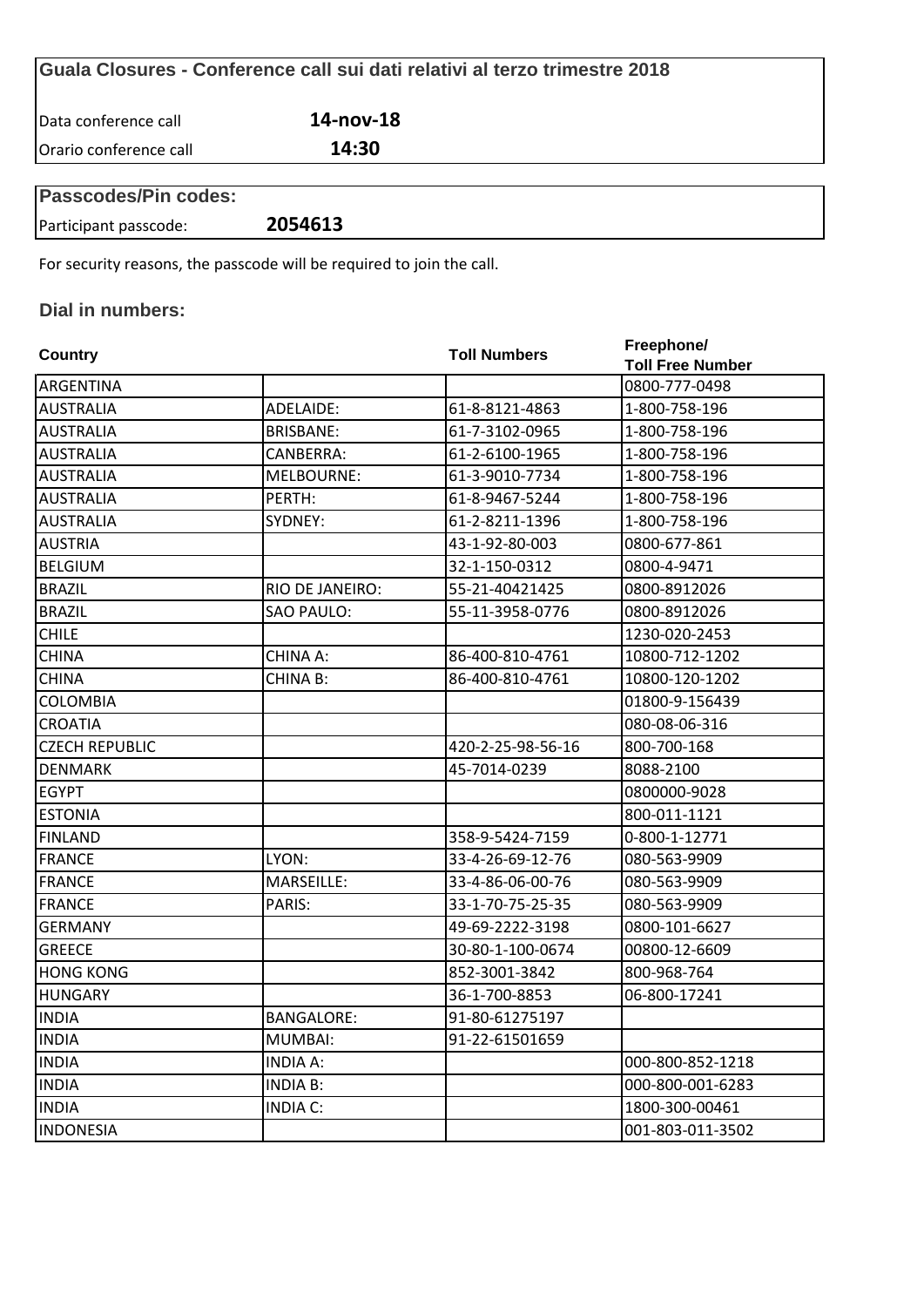## Guala Closures - Conference call sui dati relativi al terzo trimestre 2018

| | |
|---|---|
| Data conference call | **14-nov-18** |
| Orario conference call | **14:30** |

### Passcodes/Pin codes:

| | |
|---|---|
| Participant passcode: | **2054613** |

For security reasons, the passcode will be required to join the call.

### Dial in numbers:

| Country | | Toll Numbers | Freephone/ Toll Free Number |
|---|---|---|---|
| ARGENTINA | | | 0800-777-0498 |
| AUSTRALIA | ADELAIDE: | 61-8-8121-4863 | 1-800-758-196 |
| AUSTRALIA | BRISBANE: | 61-7-3102-0965 | 1-800-758-196 |
| AUSTRALIA | CANBERRA: | 61-2-6100-1965 | 1-800-758-196 |
| AUSTRALIA | MELBOURNE: | 61-3-9010-7734 | 1-800-758-196 |
| AUSTRALIA | PERTH: | 61-8-9467-5244 | 1-800-758-196 |
| AUSTRALIA | SYDNEY: | 61-2-8211-1396 | 1-800-758-196 |
| AUSTRIA | | 43-1-92-80-003 | 0800-677-861 |
| BELGIUM | | 32-1-150-0312 | 0800-4-9471 |
| BRAZIL | RIO DE JANEIRO: | 55-21-40421425 | 0800-8912026 |
| BRAZIL | SAO PAULO: | 55-11-3958-0776 | 0800-8912026 |
| CHILE | | | 1230-020-2453 |
| CHINA | CHINA A: | 86-400-810-4761 | 10800-712-1202 |
| CHINA | CHINA B: | 86-400-810-4761 | 10800-120-1202 |
| COLOMBIA | | | 01800-9-156439 |
| CROATIA | | | 080-08-06-316 |
| CZECH REPUBLIC | | 420-2-25-98-56-16 | 800-700-168 |
| DENMARK | | 45-7014-0239 | 8088-2100 |
| EGYPT | | | 0800000-9028 |
| ESTONIA | | | 800-011-1121 |
| FINLAND | | 358-9-5424-7159 | 0-800-1-12771 |
| FRANCE | LYON: | 33-4-26-69-12-76 | 080-563-9909 |
| FRANCE | MARSEILLE: | 33-4-86-06-00-76 | 080-563-9909 |
| FRANCE | PARIS: | 33-1-70-75-25-35 | 080-563-9909 |
| GERMANY | | 49-69-2222-3198 | 0800-101-6627 |
| GREECE | | 30-80-1-100-0674 | 00800-12-6609 |
| HONG KONG | | 852-3001-3842 | 800-968-764 |
| HUNGARY | | 36-1-700-8853 | 06-800-17241 |
| INDIA | BANGALORE: | 91-80-61275197 | |
| INDIA | MUMBAI: | 91-22-61501659 | |
| INDIA | INDIA A: | | 000-800-852-1218 |
| INDIA | INDIA B: | | 000-800-001-6283 |
| INDIA | INDIA C: | | 1800-300-00461 |
| INDONESIA | | | 001-803-011-3502 |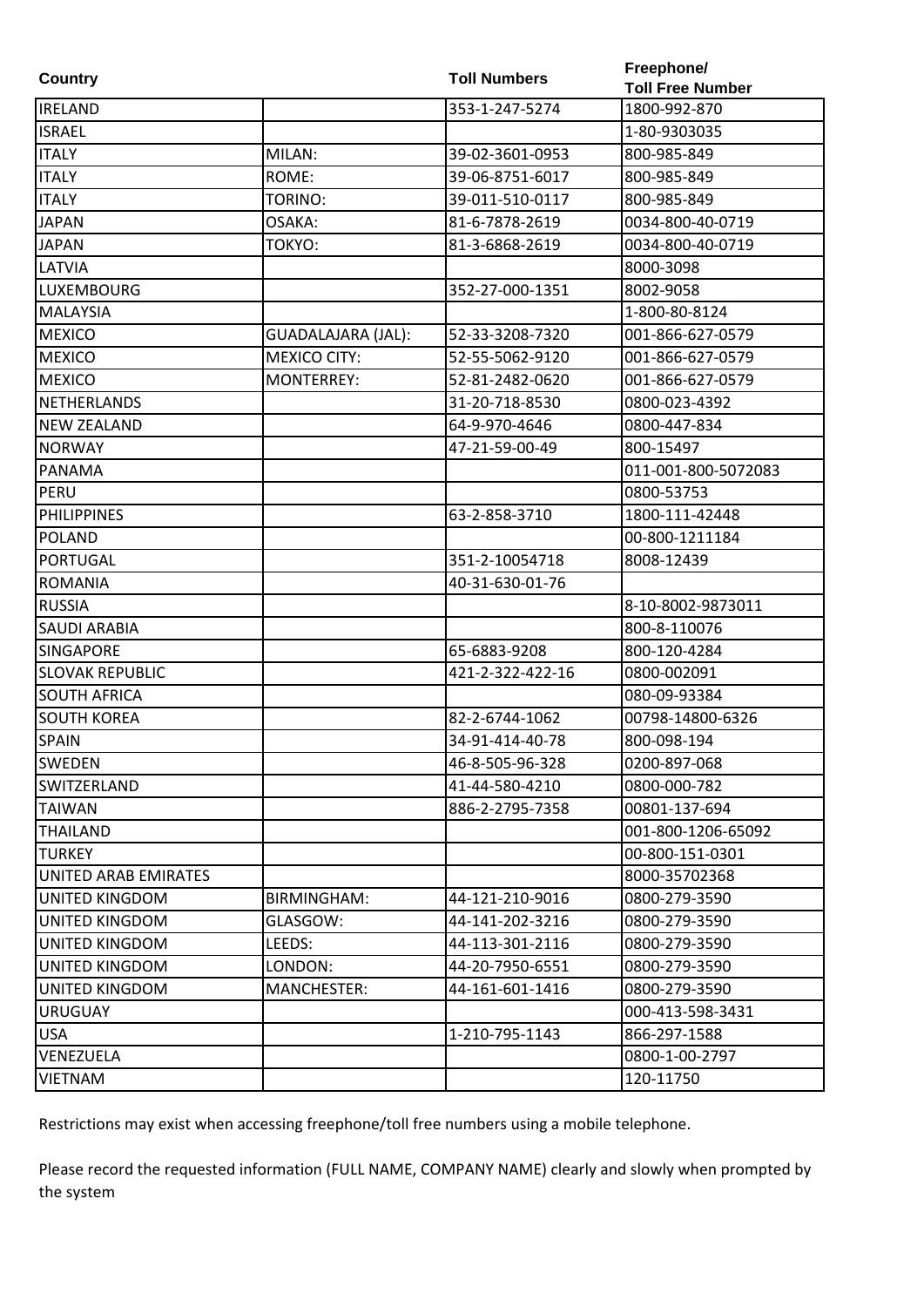| Country | | Toll Numbers | Freephone/ Toll Free Number |
|---|---|---|---|
| IRELAND | | 353-1-247-5274 | 1800-992-870 |
| ISRAEL | | | 1-80-9303035 |
| ITALY | MILAN: | 39-02-3601-0953 | 800-985-849 |
| ITALY | ROME: | 39-06-8751-6017 | 800-985-849 |
| ITALY | TORINO: | 39-011-510-0117 | 800-985-849 |
| JAPAN | OSAKA: | 81-6-7878-2619 | 0034-800-40-0719 |
| JAPAN | TOKYO: | 81-3-6868-2619 | 0034-800-40-0719 |
| LATVIA | | | 8000-3098 |
| LUXEMBOURG | | 352-27-000-1351 | 8002-9058 |
| MALAYSIA | | | 1-800-80-8124 |
| MEXICO | GUADALAJARA (JAL): | 52-33-3208-7320 | 001-866-627-0579 |
| MEXICO | MEXICO CITY: | 52-55-5062-9120 | 001-866-627-0579 |
| MEXICO | MONTERREY: | 52-81-2482-0620 | 001-866-627-0579 |
| NETHERLANDS | | 31-20-718-8530 | 0800-023-4392 |
| NEW ZEALAND | | 64-9-970-4646 | 0800-447-834 |
| NORWAY | | 47-21-59-00-49 | 800-15497 |
| PANAMA | | | 011-001-800-5072083 |
| PERU | | | 0800-53753 |
| PHILIPPINES | | 63-2-858-3710 | 1800-111-42448 |
| POLAND | | | 00-800-1211184 |
| PORTUGAL | | 351-2-10054718 | 8008-12439 |
| ROMANIA | | 40-31-630-01-76 | |
| RUSSIA | | | 8-10-8002-9873011 |
| SAUDI ARABIA | | | 800-8-110076 |
| SINGAPORE | | 65-6883-9208 | 800-120-4284 |
| SLOVAK REPUBLIC | | 421-2-322-422-16 | 0800-002091 |
| SOUTH AFRICA | | | 080-09-93384 |
| SOUTH KOREA | | 82-2-6744-1062 | 00798-14800-6326 |
| SPAIN | | 34-91-414-40-78 | 800-098-194 |
| SWEDEN | | 46-8-505-96-328 | 0200-897-068 |
| SWITZERLAND | | 41-44-580-4210 | 0800-000-782 |
| TAIWAN | | 886-2-2795-7358 | 00801-137-694 |
| THAILAND | | | 001-800-1206-65092 |
| TURKEY | | | 00-800-151-0301 |
| UNITED ARAB EMIRATES | | | 8000-35702368 |
| UNITED KINGDOM | BIRMINGHAM: | 44-121-210-9016 | 0800-279-3590 |
| UNITED KINGDOM | GLASGOW: | 44-141-202-3216 | 0800-279-3590 |
| UNITED KINGDOM | LEEDS: | 44-113-301-2116 | 0800-279-3590 |
| UNITED KINGDOM | LONDON: | 44-20-7950-6551 | 0800-279-3590 |
| UNITED KINGDOM | MANCHESTER: | 44-161-601-1416 | 0800-279-3590 |
| URUGUAY | | | 000-413-598-3431 |
| USA | | 1-210-795-1143 | 866-297-1588 |
| VENEZUELA | | | 0800-1-00-2797 |
| VIETNAM | | | 120-11750 |

Restrictions may exist when accessing freephone/toll free numbers using a mobile telephone.

Please record the requested information (FULL NAME, COMPANY NAME) clearly and slowly when prompted by the system